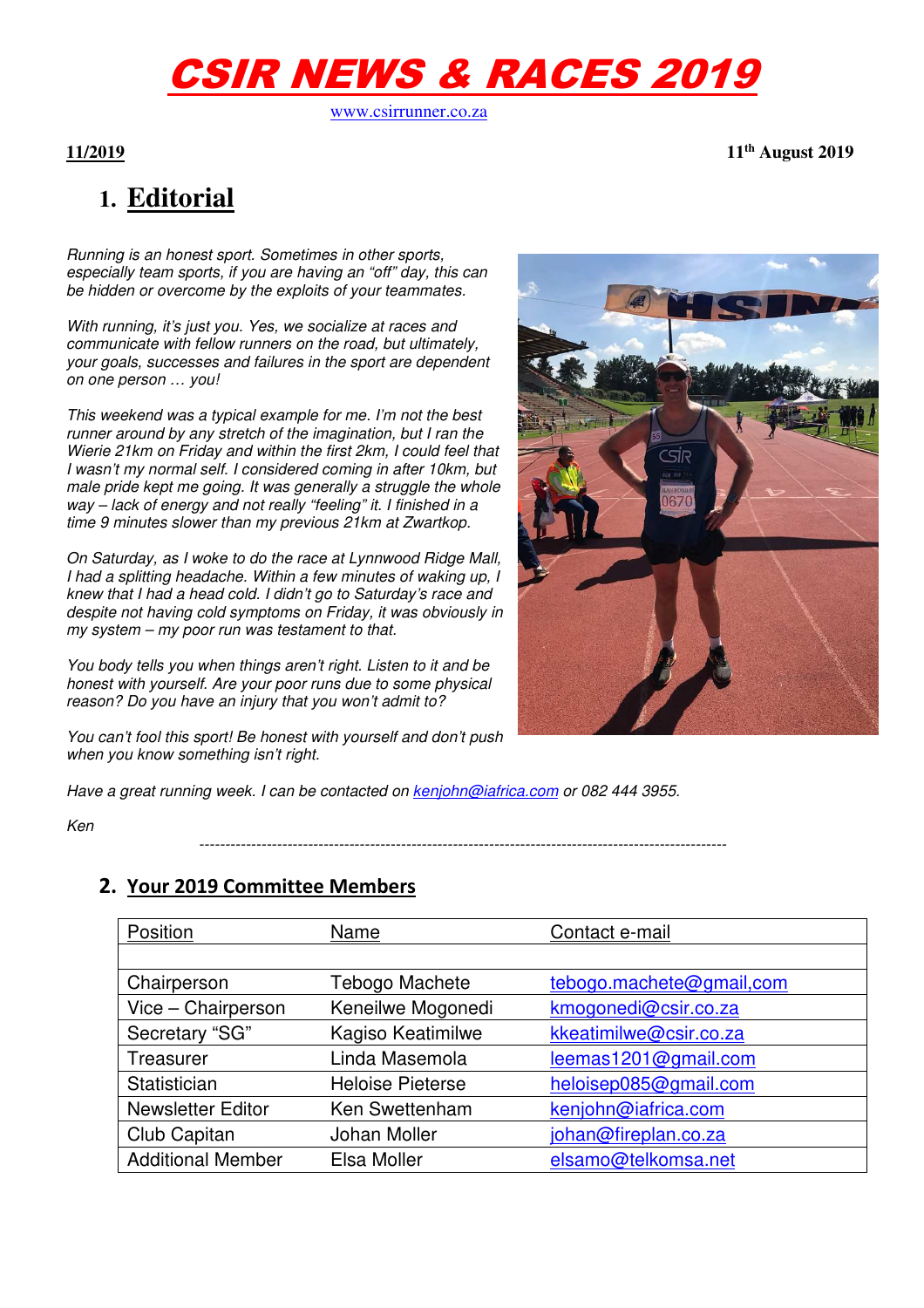# CSIR NEWS & RACES 2019

www.csirrunner.co.za

**11/2019**

**11th August 2019**

## 1. Editorial

*Running is an honest sport. Sometimes in other sports, especially team sports, if you are having an "off" day, this can be hidden or overcome by the exploits of your teammates.*

*With running, it's just you. Yes, we socialize at races and communicate with fellow runners on the road, but ultimately, your goals, successes and failures in the sport are dependent on one person … you!*

*This weekend was a typical example for me. I'm not the best runner around by any stretch of the imagination, but I ran the Wierie 21km on Friday and within the first 2km, I could feel that I wasn't my normal self. I considered coming in after 10km, but male pride kept me going. It was generally a struggle the whole way – lack of energy and not really "feeling" it. I finished in a time 9 minutes slower than my previous 21km at Zwartkop.*

*On Saturday, as I woke to do the race at Lynnwood Ridge Mall, I had a splitting headache. Within a few minutes of waking up, I knew that I had a head cold. I didn't go to Saturday's race and despite not having cold symptoms on Friday, it was obviously in my system – my poor run was testament to that.*

*You body tells you when things aren't right. Listen to it and be honest with yourself. Are your poor runs due to some physical reason? Do you have an injury that you won't admit to?*

*You can't fool this sport! Be honest with yourself and don't push when you know something isn't right.*

*Have a great running week. I can be contacted on kenjohn@iafrica.com or 082 444 3955.*

*Ken*

---

## 2. Your 2019 Committee Members

| Position | Name | Contact e-mail |
|---|---|---|
| | | |
| Chairperson | Tebogo Machete | tebogo.machete@gmail,com |
| Vice – Chairperson | Keneilwe Mogonedi | kmogonedi@csir.co.za |
| Secretary "SG" | Kagiso Keatimilwe | kkeatimilwe@csir.co.za |
| Treasurer | Linda Masemola | leemas1201@gmail.com |
| Statistician | Heloise Pieterse | heloisep085@gmail.com |
| Newsletter Editor | Ken Swettenham | kenjohn@iafrica.com |
| Club Capitan | Johan Moller | johan@fireplan.co.za |
| Additional Member | Elsa Moller | elsamo@telkomsa.net |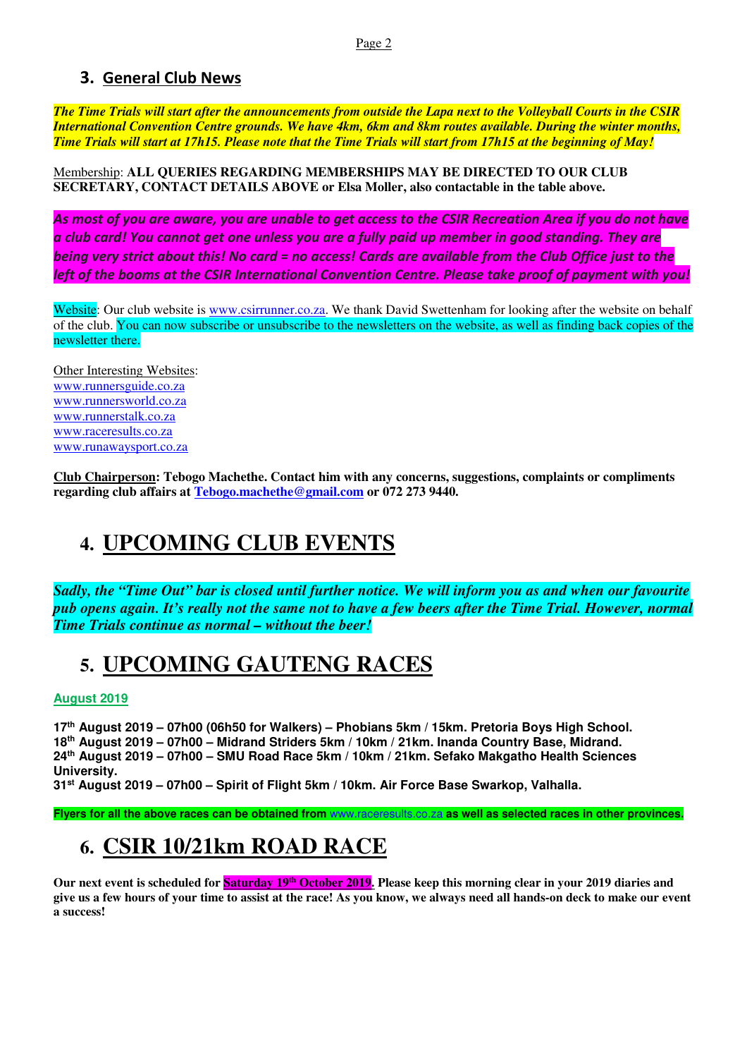## 3. General Club News

***The Time Trials will start after the announcements from outside the Lapa next to the Volleyball Courts in the CSIR International Convention Centre grounds. We have 4km, 6km and 8km routes available. During the winter months, Time Trials will start at 17h15. Please note that the Time Trials will start from 17h15 at the beginning of May!***

Membership: **ALL QUERIES REGARDING MEMBERSHIPS MAY BE DIRECTED TO OUR CLUB SECRETARY, CONTACT DETAILS ABOVE or Elsa Moller, also contactable in the table above.**

***As most of you are aware, you are unable to get access to the CSIR Recreation Area if you do not have a club card! You cannot get one unless you are a fully paid up member in good standing. They are being very strict about this! No card = no access! Cards are available from the Club Office just to the left of the booms at the CSIR International Convention Centre. Please take proof of payment with you!***

Website: Our club website is www.csirrunner.co.za. We thank David Swettenham for looking after the website on behalf of the club. You can now subscribe or unsubscribe to the newsletters on the website, as well as finding back copies of the newsletter there.

Other Interesting Websites:
www.runnersguide.co.za
www.runnersworld.co.za
www.runnerstalk.co.za
www.raceresults.co.za
www.runawaysport.co.za

**Club Chairperson: Tebogo Machethe. Contact him with any concerns, suggestions, complaints or compliments regarding club affairs at Tebogo.machethe@gmail.com or 072 273 9440.**

# 4. UPCOMING CLUB EVENTS

***Sadly, the "Time Out" bar is closed until further notice. We will inform you as and when our favourite pub opens again. It's really not the same not to have a few beers after the Time Trial. However, normal Time Trials continue as normal – without the beer!***

# 5. UPCOMING GAUTENG RACES

**August 2019**

**17th August 2019 – 07h00 (06h50 for Walkers) – Phobians 5km / 15km. Pretoria Boys High School.**
**18th August 2019 – 07h00 – Midrand Striders 5km / 10km / 21km. Inanda Country Base, Midrand.**
**24th August 2019 – 07h00 – SMU Road Race 5km / 10km / 21km. Sefako Makgatho Health Sciences University.**
**31st August 2019 – 07h00 – Spirit of Flight 5km / 10km. Air Force Base Swartkop, Valhalla.**

**Flyers for all the above races can be obtained from www.raceresults.co.za as well as selected races in other provinces.**

# 6. CSIR 10/21km ROAD RACE

**Our next event is scheduled for Saturday 19th October 2019. Please keep this morning clear in your 2019 diaries and give us a few hours of your time to assist at the race! As you know, we always need all hands-on deck to make our event a success!**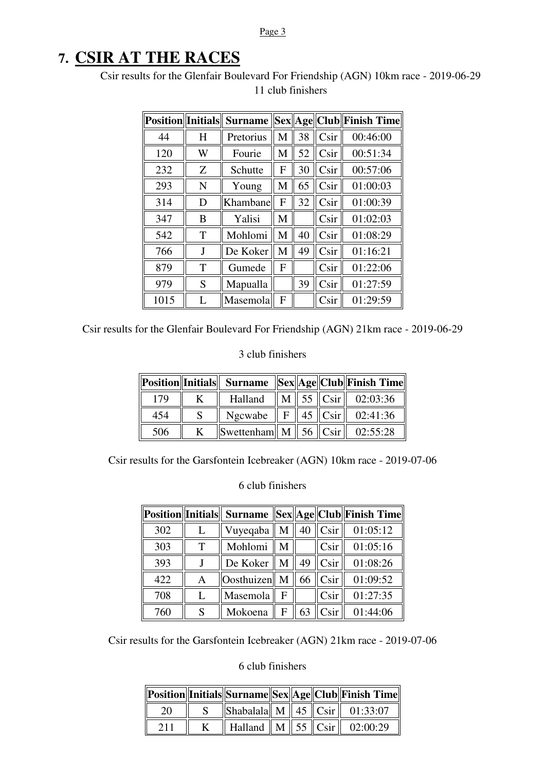# 7. CSIR AT THE RACES

Csir results for the Glenfair Boulevard For Friendship (AGN) 10km race - 2019-06-29

11 club finishers

| Position | Initials | Surname | Sex | Age | Club | Finish Time |
|---|---|---|---|---|---|---|
| 44 | H | Pretorius | M | 38 | Csir | 00:46:00 |
| 120 | W | Fourie | M | 52 | Csir | 00:51:34 |
| 232 | Z | Schutte | F | 30 | Csir | 00:57:06 |
| 293 | N | Young | M | 65 | Csir | 01:00:03 |
| 314 | D | Khambane | F | 32 | Csir | 01:00:39 |
| 347 | B | Yalisi | M | | Csir | 01:02:03 |
| 542 | T | Mohlomi | M | 40 | Csir | 01:08:29 |
| 766 | J | De Koker | M | 49 | Csir | 01:16:21 |
| 879 | T | Gumede | F | | Csir | 01:22:06 |
| 979 | S | Mapualla | | 39 | Csir | 01:27:59 |
| 1015 | L | Masemola | F | | Csir | 01:29:59 |

Csir results for the Glenfair Boulevard For Friendship (AGN) 21km race - 2019-06-29

3 club finishers

| Position | Initials | Surname | Sex | Age | Club | Finish Time |
|---|---|---|---|---|---|---|
| 179 | K | Halland | M | 55 | Csir | 02:03:36 |
| 454 | S | Ngcwabe | F | 45 | Csir | 02:41:36 |
| 506 | K | Swettenham | M | 56 | Csir | 02:55:28 |

Csir results for the Garsfontein Icebreaker (AGN) 10km race - 2019-07-06

6 club finishers

| Position | Initials | Surname | Sex | Age | Club | Finish Time |
|---|---|---|---|---|---|---|
| 302 | L | Vuyeqaba | M | 40 | Csir | 01:05:12 |
| 303 | T | Mohlomi | M | | Csir | 01:05:16 |
| 393 | J | De Koker | M | 49 | Csir | 01:08:26 |
| 422 | A | Oosthuizen | M | 66 | Csir | 01:09:52 |
| 708 | L | Masemola | F | | Csir | 01:27:35 |
| 760 | S | Mokoena | F | 63 | Csir | 01:44:06 |

Csir results for the Garsfontein Icebreaker (AGN) 21km race - 2019-07-06

6 club finishers

| Position | Initials | Surname | Sex | Age | Club | Finish Time |
|---|---|---|---|---|---|---|
| 20 | S | Shabalala | M | 45 | Csir | 01:33:07 |
| 211 | K | Halland | M | 55 | Csir | 02:00:29 |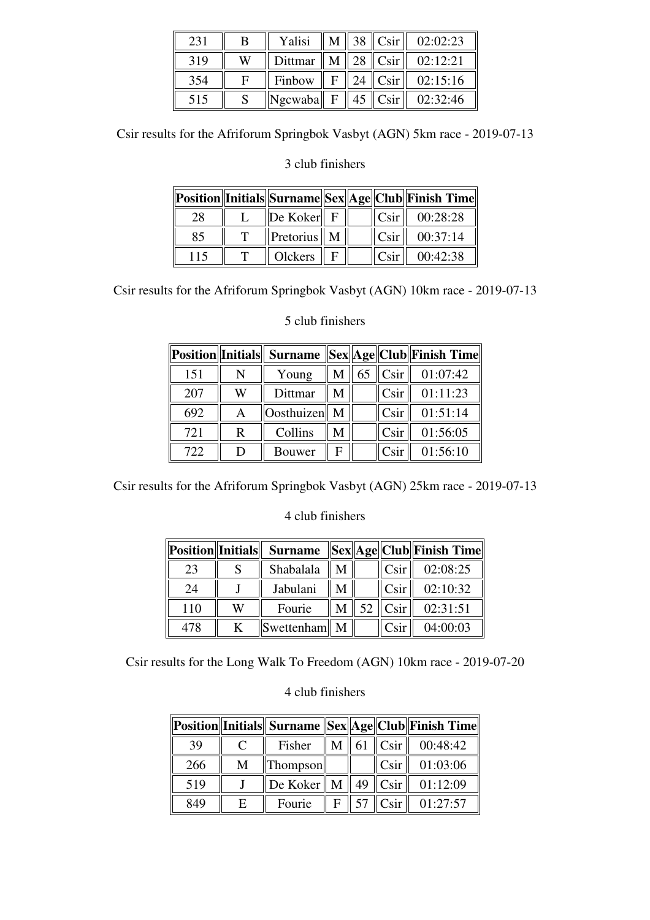| 231 | B | Yalisi | M | 38 | Csir | 02:02:23 |
|---|---|---|---|---|---|---|
| 319 | W | Dittmar | M | 28 | Csir | 02:12:21 |
| 354 | F | Finbow | F | 24 | Csir | 02:15:16 |
| 515 | S | Ngcwaba | F | 45 | Csir | 02:32:46 |

Csir results for the Afriforum Springbok Vasbyt (AGN) 5km race - 2019-07-13

3 club finishers

| Position | Initials | Surname | Sex | Age | Club | Finish Time |
|---|---|---|---|---|---|---|
| 28 | L | De Koker | F | | Csir | 00:28:28 |
| 85 | T | Pretorius | M | | Csir | 00:37:14 |
| 115 | T | Olckers | F | | Csir | 00:42:38 |

Csir results for the Afriforum Springbok Vasbyt (AGN) 10km race - 2019-07-13

5 club finishers

| Position | Initials | Surname | Sex | Age | Club | Finish Time |
|---|---|---|---|---|---|---|
| 151 | N | Young | M | 65 | Csir | 01:07:42 |
| 207 | W | Dittmar | M | | Csir | 01:11:23 |
| 692 | A | Oosthuizen | M | | Csir | 01:51:14 |
| 721 | R | Collins | M | | Csir | 01:56:05 |
| 722 | D | Bouwer | F | | Csir | 01:56:10 |

Csir results for the Afriforum Springbok Vasbyt (AGN) 25km race - 2019-07-13

4 club finishers

| Position | Initials | Surname | Sex | Age | Club | Finish Time |
|---|---|---|---|---|---|---|
| 23 | S | Shabalala | M | | Csir | 02:08:25 |
| 24 | J | Jabulani | M | | Csir | 02:10:32 |
| 110 | W | Fourie | M | 52 | Csir | 02:31:51 |
| 478 | K | Swettenham | M | | Csir | 04:00:03 |

Csir results for the Long Walk To Freedom (AGN) 10km race - 2019-07-20

4 club finishers

| Position | Initials | Surname | Sex | Age | Club | Finish Time |
|---|---|---|---|---|---|---|
| 39 | C | Fisher | M | 61 | Csir | 00:48:42 |
| 266 | M | Thompson | | | Csir | 01:03:06 |
| 519 | J | De Koker | M | 49 | Csir | 01:12:09 |
| 849 | E | Fourie | F | 57 | Csir | 01:27:57 |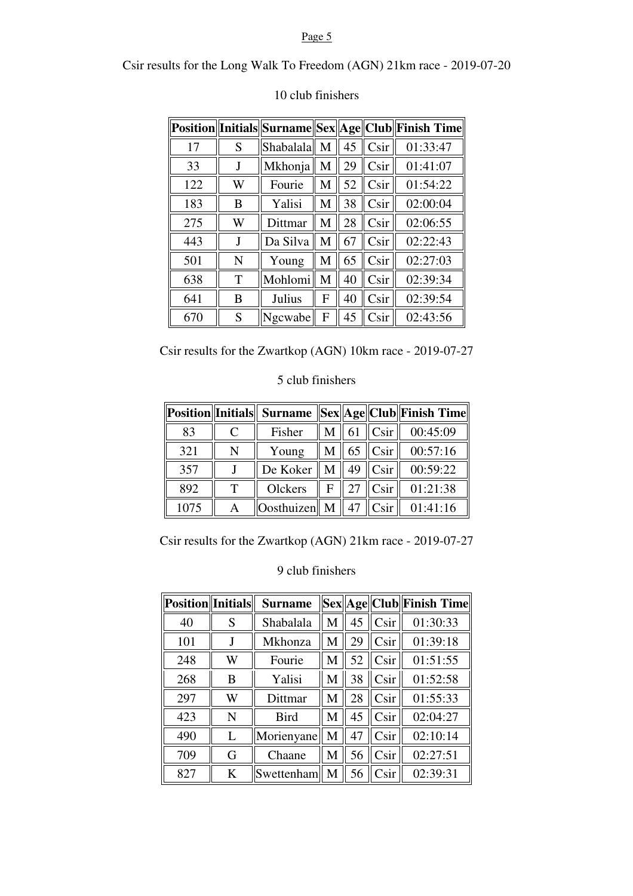Csir results for the Long Walk To Freedom (AGN) 21km race - 2019-07-20

10 club finishers

| Position | Initials | Surname | Sex | Age | Club | Finish Time |
|---|---|---|---|---|---|---|
| 17 | S | Shabalala | M | 45 | Csir | 01:33:47 |
| 33 | J | Mkhonja | M | 29 | Csir | 01:41:07 |
| 122 | W | Fourie | M | 52 | Csir | 01:54:22 |
| 183 | B | Yalisi | M | 38 | Csir | 02:00:04 |
| 275 | W | Dittmar | M | 28 | Csir | 02:06:55 |
| 443 | J | Da Silva | M | 67 | Csir | 02:22:43 |
| 501 | N | Young | M | 65 | Csir | 02:27:03 |
| 638 | T | Mohlomi | M | 40 | Csir | 02:39:34 |
| 641 | B | Julius | F | 40 | Csir | 02:39:54 |
| 670 | S | Ngcwabe | F | 45 | Csir | 02:43:56 |

Csir results for the Zwartkop (AGN) 10km race - 2019-07-27

5 club finishers

| Position | Initials | Surname | Sex | Age | Club | Finish Time |
|---|---|---|---|---|---|---|
| 83 | C | Fisher | M | 61 | Csir | 00:45:09 |
| 321 | N | Young | M | 65 | Csir | 00:57:16 |
| 357 | J | De Koker | M | 49 | Csir | 00:59:22 |
| 892 | T | Olckers | F | 27 | Csir | 01:21:38 |
| 1075 | A | Oosthuizen | M | 47 | Csir | 01:41:16 |

Csir results for the Zwartkop (AGN) 21km race - 2019-07-27

9 club finishers

| Position | Initials | Surname | Sex | Age | Club | Finish Time |
|---|---|---|---|---|---|---|
| 40 | S | Shabalala | M | 45 | Csir | 01:30:33 |
| 101 | J | Mkhonza | M | 29 | Csir | 01:39:18 |
| 248 | W | Fourie | M | 52 | Csir | 01:51:55 |
| 268 | B | Yalisi | M | 38 | Csir | 01:52:58 |
| 297 | W | Dittmar | M | 28 | Csir | 01:55:33 |
| 423 | N | Bird | M | 45 | Csir | 02:04:27 |
| 490 | L | Morienyane | M | 47 | Csir | 02:10:14 |
| 709 | G | Chaane | M | 56 | Csir | 02:27:51 |
| 827 | K | Swettenham | M | 56 | Csir | 02:39:31 |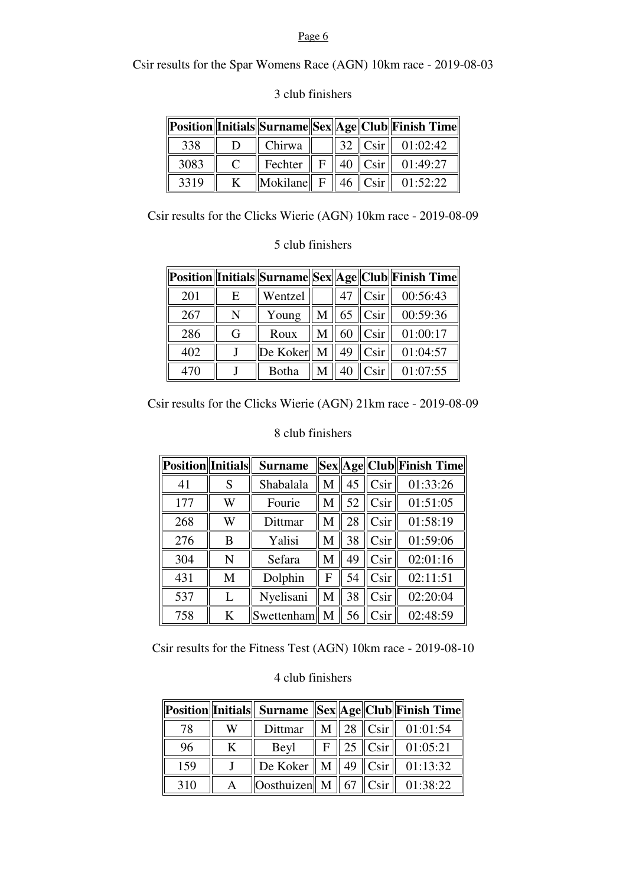Csir results for the Spar Womens Race (AGN) 10km race - 2019-08-03

3 club finishers

| Position | Initials | Surname | Sex | Age | Club | Finish Time |
|---|---|---|---|---|---|---|
| 338 | D | Chirwa | | 32 | Csir | 01:02:42 |
| 3083 | C | Fechter | F | 40 | Csir | 01:49:27 |
| 3319 | K | Mokilane | F | 46 | Csir | 01:52:22 |

Csir results for the Clicks Wierie (AGN) 10km race - 2019-08-09

5 club finishers

| Position | Initials | Surname | Sex | Age | Club | Finish Time |
|---|---|---|---|---|---|---|
| 201 | E | Wentzel | | 47 | Csir | 00:56:43 |
| 267 | N | Young | M | 65 | Csir | 00:59:36 |
| 286 | G | Roux | M | 60 | Csir | 01:00:17 |
| 402 | J | De Koker | M | 49 | Csir | 01:04:57 |
| 470 | J | Botha | M | 40 | Csir | 01:07:55 |

Csir results for the Clicks Wierie (AGN) 21km race - 2019-08-09

8 club finishers

| Position | Initials | Surname | Sex | Age | Club | Finish Time |
|---|---|---|---|---|---|---|
| 41 | S | Shabalala | M | 45 | Csir | 01:33:26 |
| 177 | W | Fourie | M | 52 | Csir | 01:51:05 |
| 268 | W | Dittmar | M | 28 | Csir | 01:58:19 |
| 276 | B | Yalisi | M | 38 | Csir | 01:59:06 |
| 304 | N | Sefara | M | 49 | Csir | 02:01:16 |
| 431 | M | Dolphin | F | 54 | Csir | 02:11:51 |
| 537 | L | Nyelisani | M | 38 | Csir | 02:20:04 |
| 758 | K | Swettenham | M | 56 | Csir | 02:48:59 |

Csir results for the Fitness Test (AGN) 10km race - 2019-08-10

4 club finishers

| Position | Initials | Surname | Sex | Age | Club | Finish Time |
|---|---|---|---|---|---|---|
| 78 | W | Dittmar | M | 28 | Csir | 01:01:54 |
| 96 | K | Beyl | F | 25 | Csir | 01:05:21 |
| 159 | J | De Koker | M | 49 | Csir | 01:13:32 |
| 310 | A | Oosthuizen | M | 67 | Csir | 01:38:22 |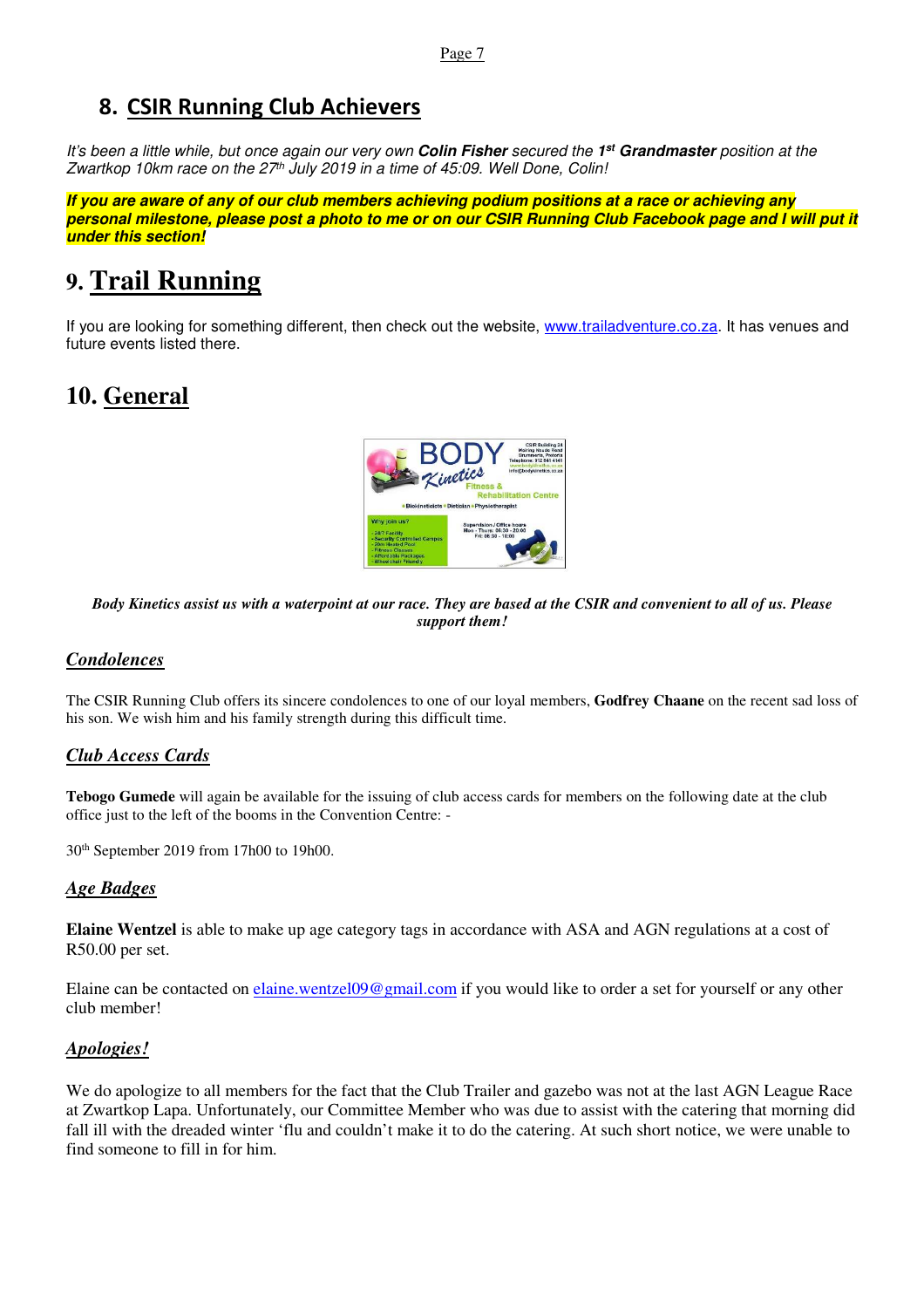## 8. CSIR Running Club Achievers

*It's been a little while, but once again our very own **Colin Fisher** secured the **1st Grandmaster** position at the Zwartkop 10km race on the 27th July 2019 in a time of 45:09. Well Done, Colin!*

***If you are aware of any of our club members achieving podium positions at a race or achieving any personal milestone, please post a photo to me or on our CSIR Running Club Facebook page and I will put it under this section!***

## 9. Trail Running

If you are looking for something different, then check out the website, www.trailadventure.co.za. It has venues and future events listed there.

## 10. General

***Body Kinetics assist us with a waterpoint at our race. They are based at the CSIR and convenient to all of us. Please support them!***

### *Condolences*

The CSIR Running Club offers its sincere condolences to one of our loyal members, **Godfrey Chaane** on the recent sad loss of his son. We wish him and his family strength during this difficult time.

### *Club Access Cards*

**Tebogo Gumede** will again be available for the issuing of club access cards for members on the following date at the club office just to the left of the booms in the Convention Centre: -

30th September 2019 from 17h00 to 19h00.

### *Age Badges*

**Elaine Wentzel** is able to make up age category tags in accordance with ASA and AGN regulations at a cost of R50.00 per set.

Elaine can be contacted on elaine.wentzel09@gmail.com if you would like to order a set for yourself or any other club member!

### *Apologies!*

We do apologize to all members for the fact that the Club Trailer and gazebo was not at the last AGN League Race at Zwartkop Lapa. Unfortunately, our Committee Member who was due to assist with the catering that morning did fall ill with the dreaded winter 'flu and couldn't make it to do the catering. At such short notice, we were unable to find someone to fill in for him.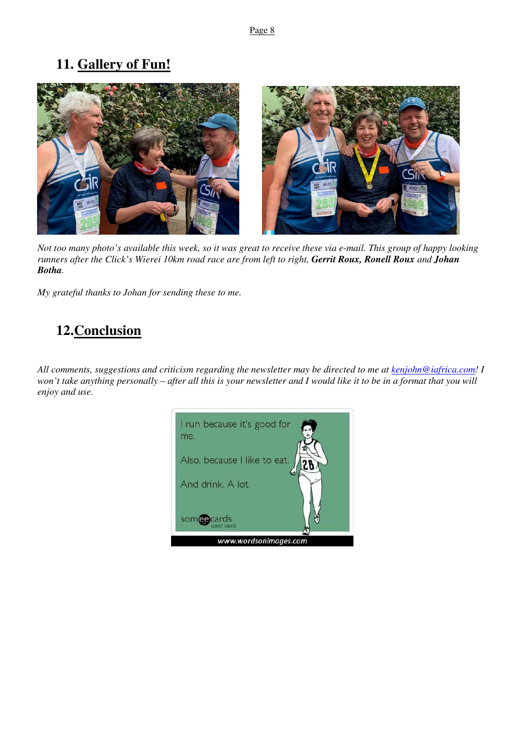## 11. Gallery of Fun!

*Not too many photo's available this week, so it was great to receive these via e-mail. This group of happy looking runners after the Click's Wierei 10km road race are from left to right,* ***Gerrit Roux, Ronell Roux*** *and* ***Johan Botha****.*

*My grateful thanks to Johan for sending these to me.*

## 12. Conclusion

*All comments, suggestions and criticism regarding the newsletter may be directed to me at [kenjohn@iafrica.com](mailto:kenjohn@iafrica.com)! I won't take anything personally – after all this is your newsletter and I would like it to be in a format that you will enjoy and use.*